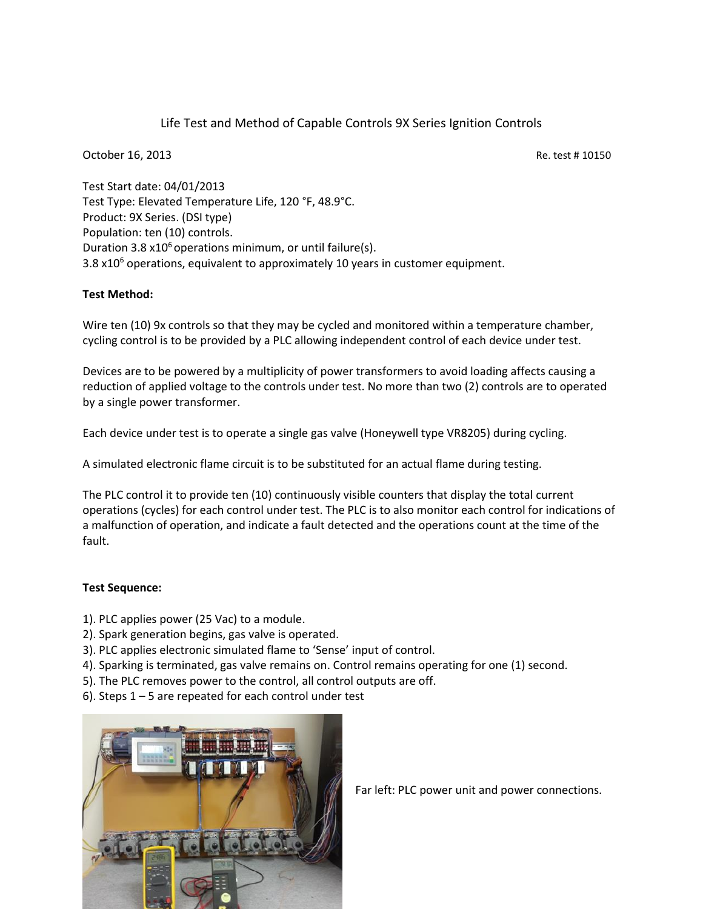# Life Test and Method of Capable Controls 9X Series Ignition Controls

October 16, 2013

Re. test # 10150

Test Start date: 04/01/2013
Test Type: Elevated Temperature Life, 120 °F, 48.9°C.
Product: 9X Series. (DSI type)
Population: ten (10) controls.
Duration 3.8 x$10^6$ operations minimum, or until failure(s).
3.8 x$10^6$ operations, equivalent to approximately 10 years in customer equipment.

**Test Method:**

Wire ten (10) 9x controls so that they may be cycled and monitored within a temperature chamber, cycling control is to be provided by a PLC allowing independent control of each device under test.

Devices are to be powered by a multiplicity of power transformers to avoid loading affects causing a reduction of applied voltage to the controls under test. No more than two (2) controls are to operated by a single power transformer.

Each device under test is to operate a single gas valve (Honeywell type VR8205) during cycling.

A simulated electronic flame circuit is to be substituted for an actual flame during testing.

The PLC control it to provide ten (10) continuously visible counters that display the total current operations (cycles) for each control under test. The PLC is to also monitor each control for indications of a malfunction of operation, and indicate a fault detected and the operations count at the time of the fault.

**Test Sequence:**

1). PLC applies power (25 Vac) to a module.
2). Spark generation begins, gas valve is operated.
3). PLC applies electronic simulated flame to 'Sense' input of control.
4). Sparking is terminated, gas valve remains on. Control remains operating for one (1) second.
5). The PLC removes power to the control, all control outputs are off.
6). Steps 1 – 5 are repeated for each control under test

Far left: PLC power unit and power connections.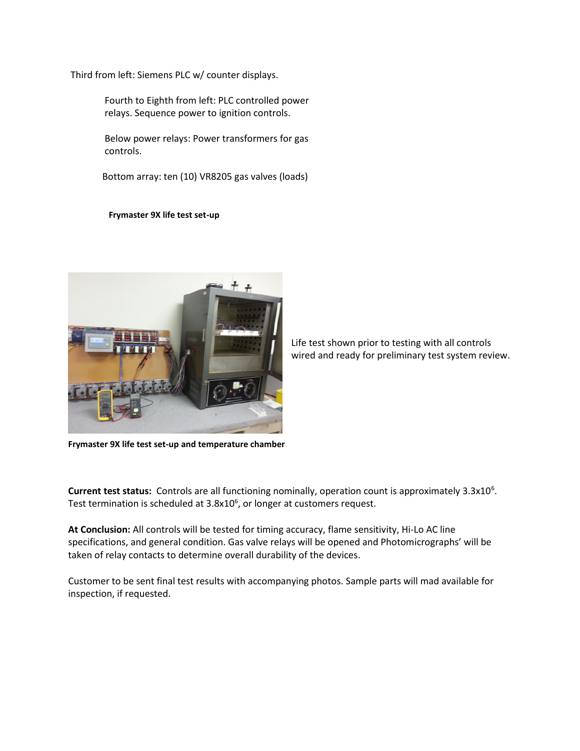Third from left: Siemens PLC w/ counter displays.

Fourth to Eighth from left: PLC controlled power relays. Sequence power to ignition controls.

Below power relays: Power transformers for gas controls.

Bottom array: ten (10) VR8205 gas valves (loads)

**Frymaster 9X life test set-up**

Life test shown prior to testing with all controls wired and ready for preliminary test system review.

**Frymaster 9X life test set-up and temperature chamber**

**Current test status:** Controls are all functioning nominally, operation count is approximately $3.3x10^6$. Test termination is scheduled at $3.8x10^6$, or longer at customers request.

**At Conclusion:** All controls will be tested for timing accuracy, flame sensitivity, Hi-Lo AC line specifications, and general condition. Gas valve relays will be opened and Photomicrographs' will be taken of relay contacts to determine overall durability of the devices.

Customer to be sent final test results with accompanying photos. Sample parts will mad available for inspection, if requested.